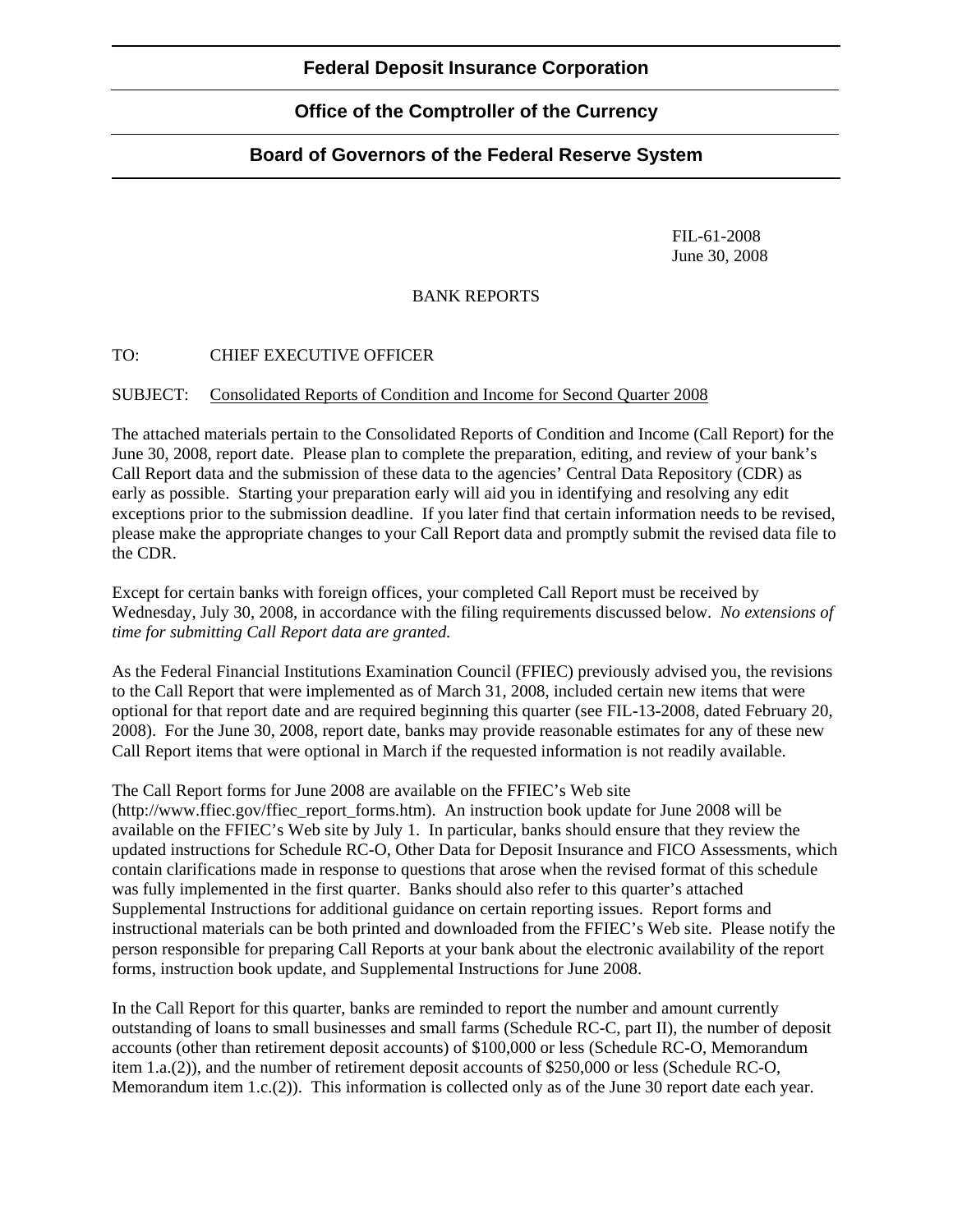**Federal Deposit Insurance Corporation**

**Office of the Comptroller of the Currency**

**Board of Governors of the Federal Reserve System**

FIL-61-2008
June 30, 2008

BANK REPORTS

TO: CHIEF EXECUTIVE OFFICER

SUBJECT: Consolidated Reports of Condition and Income for Second Quarter 2008

The attached materials pertain to the Consolidated Reports of Condition and Income (Call Report) for the June 30, 2008, report date. Please plan to complete the preparation, editing, and review of your bank's Call Report data and the submission of these data to the agencies' Central Data Repository (CDR) as early as possible. Starting your preparation early will aid you in identifying and resolving any edit exceptions prior to the submission deadline. If you later find that certain information needs to be revised, please make the appropriate changes to your Call Report data and promptly submit the revised data file to the CDR.

Except for certain banks with foreign offices, your completed Call Report must be received by Wednesday, July 30, 2008, in accordance with the filing requirements discussed below. *No extensions of time for submitting Call Report data are granted.*

As the Federal Financial Institutions Examination Council (FFIEC) previously advised you, the revisions to the Call Report that were implemented as of March 31, 2008, included certain new items that were optional for that report date and are required beginning this quarter (see FIL-13-2008, dated February 20, 2008). For the June 30, 2008, report date, banks may provide reasonable estimates for any of these new Call Report items that were optional in March if the requested information is not readily available.

The Call Report forms for June 2008 are available on the FFIEC's Web site (http://www.ffiec.gov/ffiec_report_forms.htm). An instruction book update for June 2008 will be available on the FFIEC's Web site by July 1. In particular, banks should ensure that they review the updated instructions for Schedule RC-O, Other Data for Deposit Insurance and FICO Assessments, which contain clarifications made in response to questions that arose when the revised format of this schedule was fully implemented in the first quarter. Banks should also refer to this quarter's attached Supplemental Instructions for additional guidance on certain reporting issues. Report forms and instructional materials can be both printed and downloaded from the FFIEC's Web site. Please notify the person responsible for preparing Call Reports at your bank about the electronic availability of the report forms, instruction book update, and Supplemental Instructions for June 2008.

In the Call Report for this quarter, banks are reminded to report the number and amount currently outstanding of loans to small businesses and small farms (Schedule RC-C, part II), the number of deposit accounts (other than retirement deposit accounts) of $100,000 or less (Schedule RC-O, Memorandum item 1.a.(2)), and the number of retirement deposit accounts of $250,000 or less (Schedule RC-O, Memorandum item 1.c.(2)). This information is collected only as of the June 30 report date each year.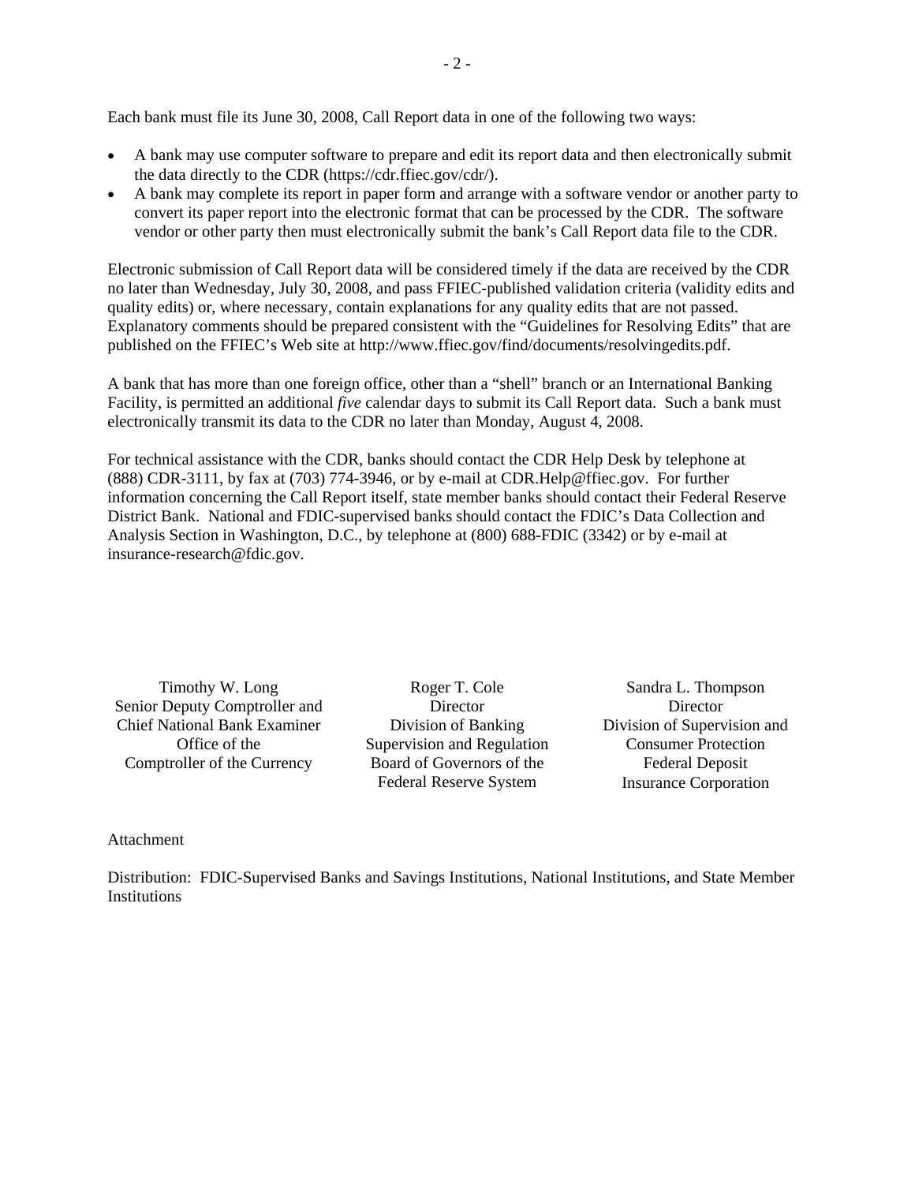Each bank must file its June 30, 2008, Call Report data in one of the following two ways:

- A bank may use computer software to prepare and edit its report data and then electronically submit the data directly to the CDR (https://cdr.ffiec.gov/cdr/).
- A bank may complete its report in paper form and arrange with a software vendor or another party to convert its paper report into the electronic format that can be processed by the CDR. The software vendor or other party then must electronically submit the bank's Call Report data file to the CDR.

Electronic submission of Call Report data will be considered timely if the data are received by the CDR no later than Wednesday, July 30, 2008, and pass FFIEC-published validation criteria (validity edits and quality edits) or, where necessary, contain explanations for any quality edits that are not passed. Explanatory comments should be prepared consistent with the "Guidelines for Resolving Edits" that are published on the FFIEC's Web site at http://www.ffiec.gov/find/documents/resolvingedits.pdf.

A bank that has more than one foreign office, other than a "shell" branch or an International Banking Facility, is permitted an additional *five* calendar days to submit its Call Report data. Such a bank must electronically transmit its data to the CDR no later than Monday, August 4, 2008.

For technical assistance with the CDR, banks should contact the CDR Help Desk by telephone at (888) CDR-3111, by fax at (703) 774-3946, or by e-mail at CDR.Help@ffiec.gov. For further information concerning the Call Report itself, state member banks should contact their Federal Reserve District Bank. National and FDIC-supervised banks should contact the FDIC's Data Collection and Analysis Section in Washington, D.C., by telephone at (800) 688-FDIC (3342) or by e-mail at insurance-research@fdic.gov.

Timothy W. Long
Senior Deputy Comptroller and
Chief National Bank Examiner
Office of the
Comptroller of the Currency

Roger T. Cole
Director
Division of Banking
Supervision and Regulation
Board of Governors of the
Federal Reserve System

Sandra L. Thompson
Director
Division of Supervision and
Consumer Protection
Federal Deposit
Insurance Corporation

Attachment

Distribution: FDIC-Supervised Banks and Savings Institutions, National Institutions, and State Member Institutions